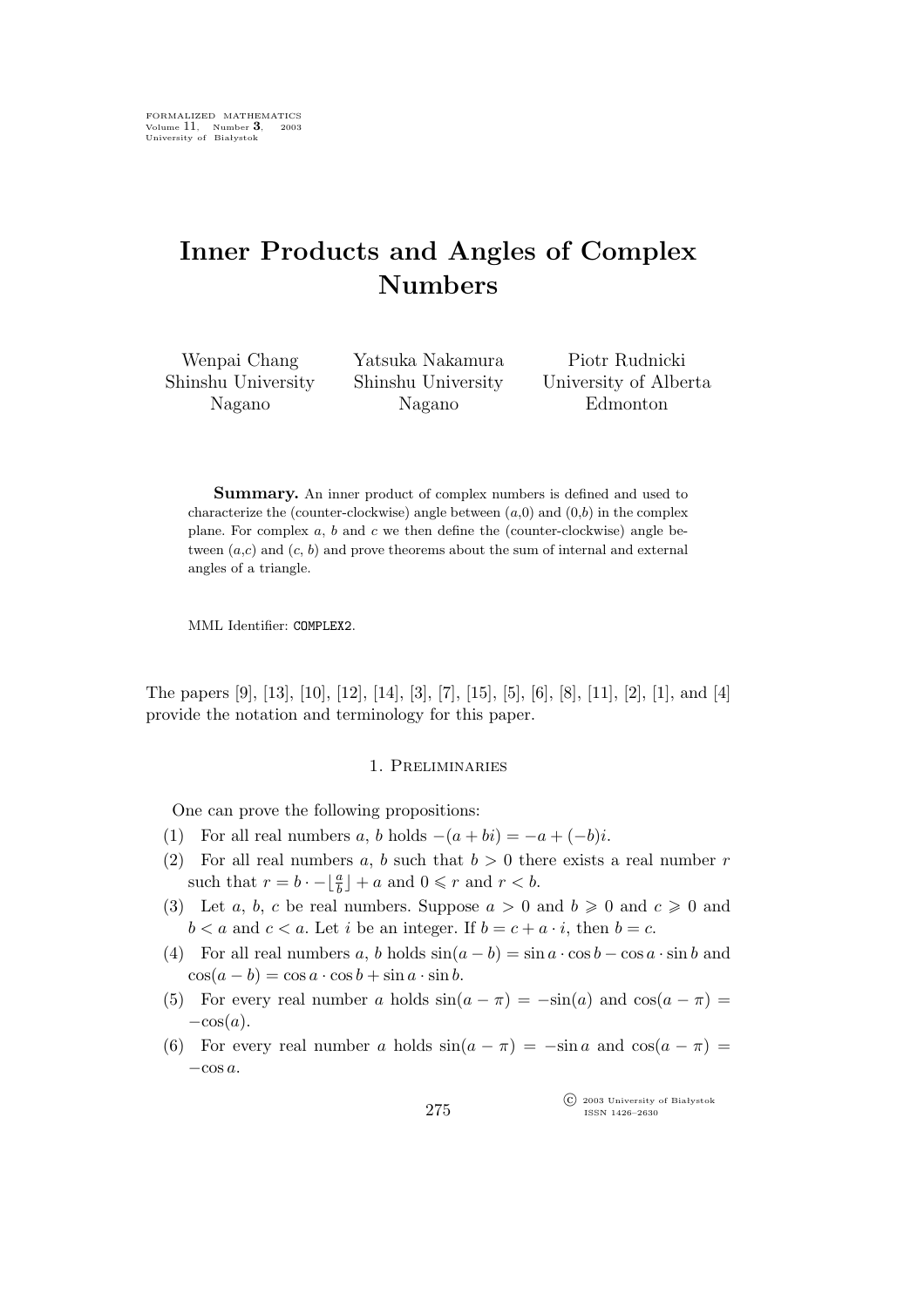# Inner Products and Angles of Complex Numbers

Wenpai Chang
Shinshu University
Nagano

Yatsuka Nakamura
Shinshu University
Nagano

Piotr Rudnicki
University of Alberta
Edmonton

**Summary.** An inner product of complex numbers is defined and used to characterize the (counter-clockwise) angle between ($a$,0) and (0,$b$) in the complex plane. For complex $a$, $b$ and $c$ we then define the (counter-clockwise) angle between ($a$,$c$) and ($c$, $b$) and prove theorems about the sum of internal and external angles of a triangle.

MML Identifier: COMPLEX2.

The papers [9], [13], [10], [12], [14], [3], [7], [15], [5], [6], [8], [11], [2], [1], and [4] provide the notation and terminology for this paper.

## 1. Preliminaries

One can prove the following propositions:

(1) For all real numbers $a$, $b$ holds $-(a + bi) = -a + (-b)i$.

(2) For all real numbers $a$, $b$ such that $b > 0$ there exists a real number $r$ such that $r = b \cdot -\lfloor \frac{a}{b} \rfloor + a$ and $0 \leqslant r$ and $r < b$.

(3) Let $a$, $b$, $c$ be real numbers. Suppose $a > 0$ and $b \geqslant 0$ and $c \geqslant 0$ and $b < a$ and $c < a$. Let $i$ be an integer. If $b = c + a \cdot i$, then $b = c$.

(4) For all real numbers $a$, $b$ holds $\sin(a - b) = \sin a \cdot \cos b - \cos a \cdot \sin b$ and $\cos(a - b) = \cos a \cdot \cos b + \sin a \cdot \sin b$.

(5) For every real number $a$ holds $\sin(a - \pi) = -\sin(a)$ and $\cos(a - \pi) = -\cos(a)$.

(6) For every real number $a$ holds $\sin(a - \pi) = -\sin a$ and $\cos(a - \pi) = -\cos a$.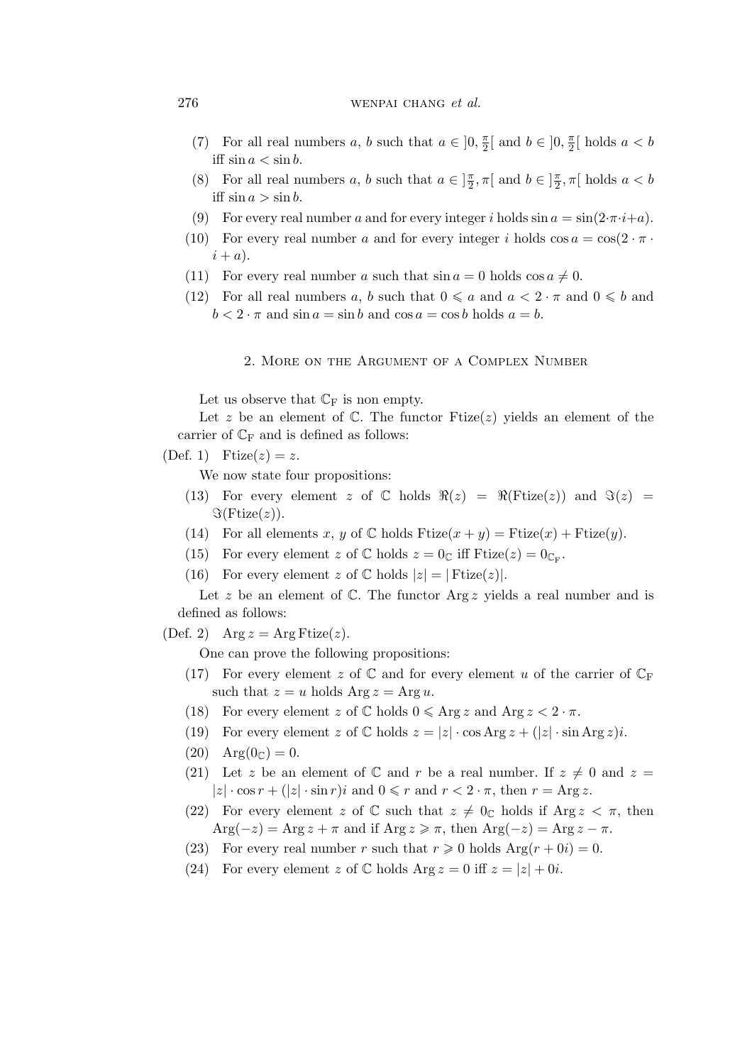(7) For all real numbers $a$, $b$ such that $a \in ]0, \frac{\pi}{2}[$ and $b \in ]0, \frac{\pi}{2}[$ holds $a < b$ iff $\sin a < \sin b$.

(8) For all real numbers $a$, $b$ such that $a \in ]\frac{\pi}{2}, \pi[$ and $b \in ]\frac{\pi}{2}, \pi[$ holds $a < b$ iff $\sin a > \sin b$.

(9) For every real number $a$ and for every integer $i$ holds $\sin a = \sin(2 \cdot \pi \cdot i + a)$.

(10) For every real number $a$ and for every integer $i$ holds $\cos a = \cos(2 \cdot \pi \cdot i + a)$.

(11) For every real number $a$ such that $\sin a = 0$ holds $\cos a \neq 0$.

(12) For all real numbers $a$, $b$ such that $0 \leqslant a$ and $a < 2 \cdot \pi$ and $0 \leqslant b$ and $b < 2 \cdot \pi$ and $\sin a = \sin b$ and $\cos a = \cos b$ holds $a = b$.

## 2. More on the Argument of a Complex Number

Let us observe that $\mathbb{C}_{\rm F}$ is non empty.

Let $z$ be an element of $\mathbb{C}$. The functor $\operatorname{Ftize}(z)$ yields an element of the carrier of $\mathbb{C}_{\rm F}$ and is defined as follows:

(Def. 1) $\operatorname{Ftize}(z) = z$.

We now state four propositions:

(13) For every element $z$ of $\mathbb{C}$ holds $\Re(z) = \Re(\operatorname{Ftize}(z))$ and $\Im(z) = \Im(\operatorname{Ftize}(z))$.

(14) For all elements $x$, $y$ of $\mathbb{C}$ holds $\operatorname{Ftize}(x + y) = \operatorname{Ftize}(x) + \operatorname{Ftize}(y)$.

(15) For every element $z$ of $\mathbb{C}$ holds $z = 0_{\mathbb{C}}$ iff $\operatorname{Ftize}(z) = 0_{\mathbb{C}_{\rm F}}$.

(16) For every element $z$ of $\mathbb{C}$ holds $|z| = |\operatorname{Ftize}(z)|$.

Let $z$ be an element of $\mathbb{C}$. The functor $\operatorname{Arg} z$ yields a real number and is defined as follows:

(Def. 2) $\operatorname{Arg} z = \operatorname{Arg} \operatorname{Ftize}(z)$.

One can prove the following propositions:

(17) For every element $z$ of $\mathbb{C}$ and for every element $u$ of the carrier of $\mathbb{C}_{\rm F}$ such that $z = u$ holds $\operatorname{Arg} z = \operatorname{Arg} u$.

(18) For every element $z$ of $\mathbb{C}$ holds $0 \leqslant \operatorname{Arg} z$ and $\operatorname{Arg} z < 2 \cdot \pi$.

(19) For every element $z$ of $\mathbb{C}$ holds $z = |z| \cdot \cos \operatorname{Arg} z + (|z| \cdot \sin \operatorname{Arg} z)i$.

(20) $\operatorname{Arg}(0_{\mathbb{C}}) = 0$.

(21) Let $z$ be an element of $\mathbb{C}$ and $r$ be a real number. If $z \neq 0$ and $z = |z| \cdot \cos r + (|z| \cdot \sin r)i$ and $0 \leqslant r$ and $r < 2 \cdot \pi$, then $r = \operatorname{Arg} z$.

(22) For every element $z$ of $\mathbb{C}$ such that $z \neq 0_{\mathbb{C}}$ holds if $\operatorname{Arg} z < \pi$, then $\operatorname{Arg}(-z) = \operatorname{Arg} z + \pi$ and if $\operatorname{Arg} z \geqslant \pi$, then $\operatorname{Arg}(-z) = \operatorname{Arg} z - \pi$.

(23) For every real number $r$ such that $r \geqslant 0$ holds $\operatorname{Arg}(r + 0i) = 0$.

(24) For every element $z$ of $\mathbb{C}$ holds $\operatorname{Arg} z = 0$ iff $z = |z| + 0i$.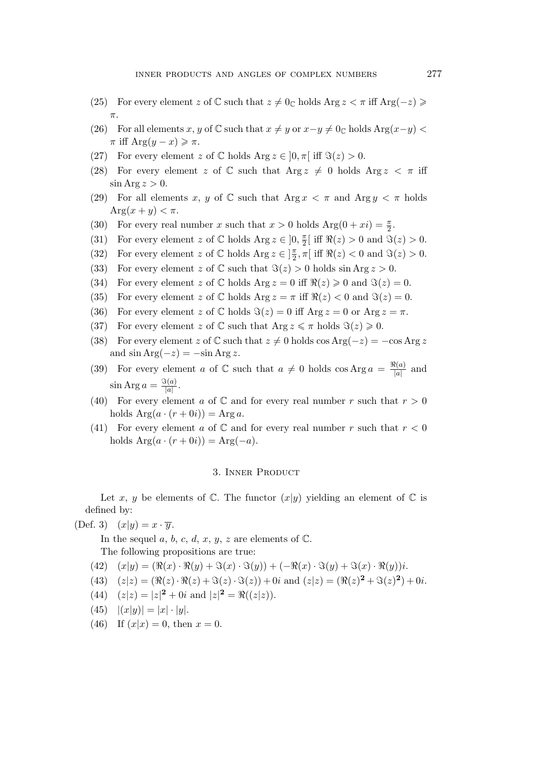(25) For every element $z$ of $\mathbb{C}$ such that $z \neq 0_{\mathbb{C}}$ holds $\operatorname{Arg} z < \pi$ iff $\operatorname{Arg}(-z) \geqslant \pi$.

(26) For all elements $x$, $y$ of $\mathbb{C}$ such that $x \neq y$ or $x-y \neq 0_{\mathbb{C}}$ holds $\operatorname{Arg}(x-y) < \pi$ iff $\operatorname{Arg}(y-x) \geqslant \pi$.

(27) For every element $z$ of $\mathbb{C}$ holds $\operatorname{Arg} z \in \,]0, \pi[$ iff $\Im(z) > 0$.

(28) For every element $z$ of $\mathbb{C}$ such that $\operatorname{Arg} z \neq 0$ holds $\operatorname{Arg} z < \pi$ iff $\sin \operatorname{Arg} z > 0$.

(29) For all elements $x$, $y$ of $\mathbb{C}$ such that $\operatorname{Arg} x < \pi$ and $\operatorname{Arg} y < \pi$ holds $\operatorname{Arg}(x+y) < \pi$.

(30) For every real number $x$ such that $x > 0$ holds $\operatorname{Arg}(0 + xi) = \frac{\pi}{2}$.

(31) For every element $z$ of $\mathbb{C}$ holds $\operatorname{Arg} z \in \,]0, \frac{\pi}{2}[$ iff $\Re(z) > 0$ and $\Im(z) > 0$.

(32) For every element $z$ of $\mathbb{C}$ holds $\operatorname{Arg} z \in \,]\frac{\pi}{2}, \pi[$ iff $\Re(z) < 0$ and $\Im(z) > 0$.

(33) For every element $z$ of $\mathbb{C}$ such that $\Im(z) > 0$ holds $\sin \operatorname{Arg} z > 0$.

(34) For every element $z$ of $\mathbb{C}$ holds $\operatorname{Arg} z = 0$ iff $\Re(z) \geqslant 0$ and $\Im(z) = 0$.

(35) For every element $z$ of $\mathbb{C}$ holds $\operatorname{Arg} z = \pi$ iff $\Re(z) < 0$ and $\Im(z) = 0$.

(36) For every element $z$ of $\mathbb{C}$ holds $\Im(z) = 0$ iff $\operatorname{Arg} z = 0$ or $\operatorname{Arg} z = \pi$.

(37) For every element $z$ of $\mathbb{C}$ such that $\operatorname{Arg} z \leqslant \pi$ holds $\Im(z) \geqslant 0$.

(38) For every element $z$ of $\mathbb{C}$ such that $z \neq 0$ holds $\cos \operatorname{Arg}(-z) = -\cos \operatorname{Arg} z$ and $\sin \operatorname{Arg}(-z) = -\sin \operatorname{Arg} z$.

(39) For every element $a$ of $\mathbb{C}$ such that $a \neq 0$ holds $\cos \operatorname{Arg} a = \frac{\Re(a)}{|a|}$ and $\sin \operatorname{Arg} a = \frac{\Im(a)}{|a|}$.

(40) For every element $a$ of $\mathbb{C}$ and for every real number $r$ such that $r > 0$ holds $\operatorname{Arg}(a \cdot (r + 0i)) = \operatorname{Arg} a$.

(41) For every element $a$ of $\mathbb{C}$ and for every real number $r$ such that $r < 0$ holds $\operatorname{Arg}(a \cdot (r + 0i)) = \operatorname{Arg}(-a)$.

## 3. Inner Product

Let $x$, $y$ be elements of $\mathbb{C}$. The functor $(x|y)$ yielding an element of $\mathbb{C}$ is defined by:

(Def. 3) $(x|y) = x \cdot \overline{y}$.

In the sequel $a$, $b$, $c$, $d$, $x$, $y$, $z$ are elements of $\mathbb{C}$.

The following propositions are true:

(42) $(x|y) = (\Re(x) \cdot \Re(y) + \Im(x) \cdot \Im(y)) + (-\Re(x) \cdot \Im(y) + \Im(x) \cdot \Re(y))i$.

(43) $(z|z) = (\Re(z) \cdot \Re(z) + \Im(z) \cdot \Im(z)) + 0i$ and $(z|z) = (\Re(z)^{\mathbf{2}} + \Im(z)^{\mathbf{2}}) + 0i$.

(44) $(z|z) = |z|^{\mathbf{2}} + 0i$ and $|z|^{\mathbf{2}} = \Re((z|z))$.

(45) $|(x|y)| = |x| \cdot |y|$.

(46) If $(x|x) = 0$, then $x = 0$.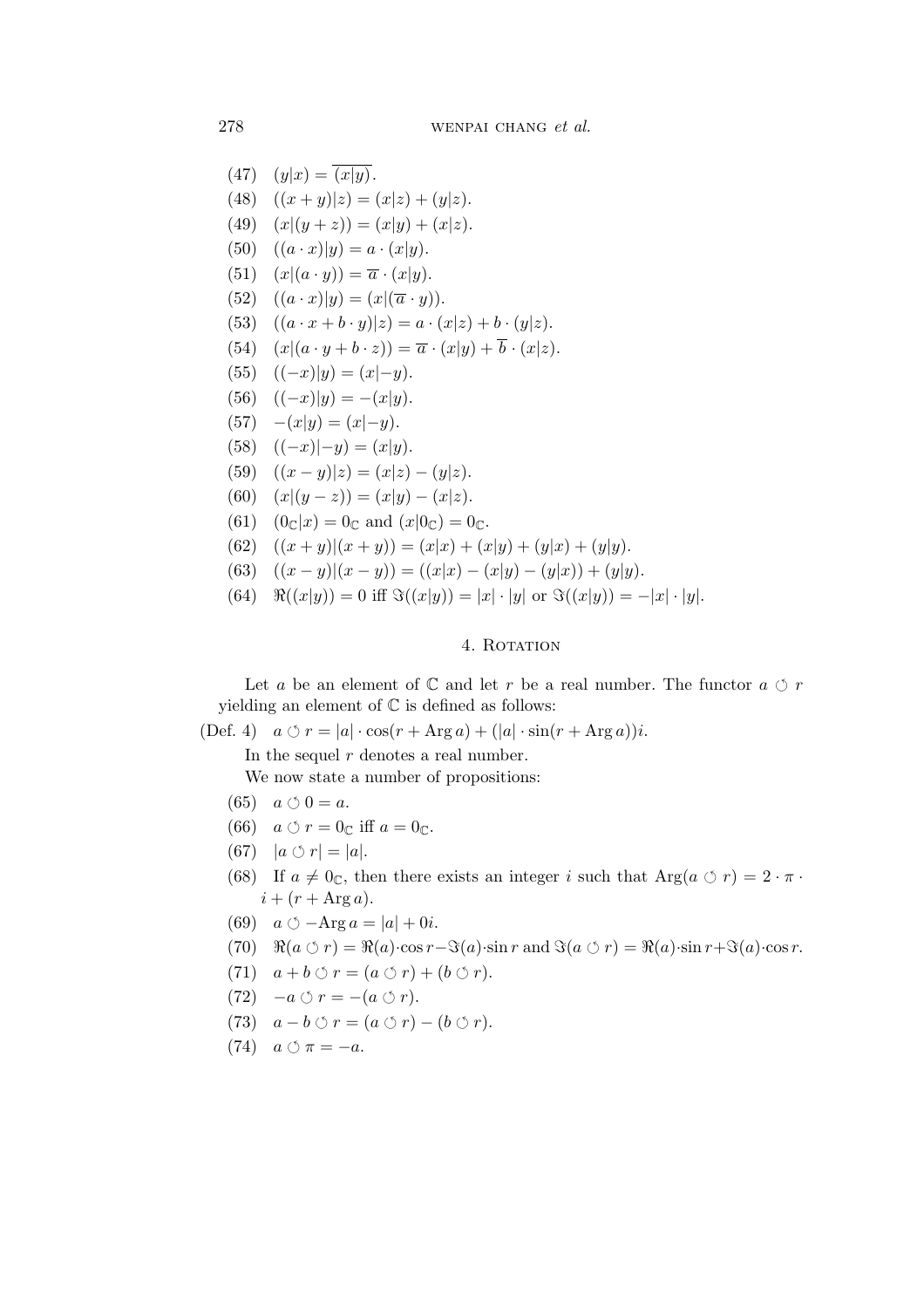(47) $(y|x) = \overline{(x|y)}$.

(48) $((x + y)|z) = (x|z) + (y|z)$.

(49) $(x|(y + z)) = (x|y) + (x|z)$.

(50) $((a \cdot x)|y) = a \cdot (x|y)$.

(51) $(x|(a \cdot y)) = \overline{a} \cdot (x|y)$.

(52) $((a \cdot x)|y) = (x|(\overline{a} \cdot y))$.

(53) $((a \cdot x + b \cdot y)|z) = a \cdot (x|z) + b \cdot (y|z)$.

(54) $(x|(a \cdot y + b \cdot z)) = \overline{a} \cdot (x|y) + \overline{b} \cdot (x|z)$.

(55) $((-x)|y) = (x|-y)$.

(56) $((-x)|y) = -(x|y)$.

(57) $-(x|y) = (x|-y)$.

(58) $((-x)|-y) = (x|y)$.

(59) $((x - y)|z) = (x|z) - (y|z)$.

(60) $(x|(y - z)) = (x|y) - (x|z)$.

(61) $(0_{\mathbb{C}}|x) = 0_{\mathbb{C}}$ and $(x|0_{\mathbb{C}}) = 0_{\mathbb{C}}$.

(62) $((x + y)|(x + y)) = (x|x) + (x|y) + (y|x) + (y|y)$.

(63) $((x - y)|(x - y)) = ((x|x) - (x|y) - (y|x)) + (y|y)$.

(64) $\Re((x|y)) = 0$ iff $\Im((x|y)) = |x| \cdot |y|$ or $\Im((x|y)) = -|x| \cdot |y|$.

## 4. Rotation

Let $a$ be an element of $\mathbb{C}$ and let $r$ be a real number. The functor $a \circlearrowleft r$ yielding an element of $\mathbb{C}$ is defined as follows:

(Def. 4) $a \circlearrowleft r = |a| \cdot \cos(r + \operatorname{Arg} a) + (|a| \cdot \sin(r + \operatorname{Arg} a))i$.

In the sequel $r$ denotes a real number.

We now state a number of propositions:

(65) $a \circlearrowleft 0 = a$.

(66) $a \circlearrowleft r = 0_{\mathbb{C}}$ iff $a = 0_{\mathbb{C}}$.

(67) $|a \circlearrowleft r| = |a|$.

(68) If $a \neq 0_{\mathbb{C}}$, then there exists an integer $i$ such that $\operatorname{Arg}(a \circlearrowleft r) = 2 \cdot \pi \cdot i + (r + \operatorname{Arg} a)$.

(69) $a \circlearrowleft -\operatorname{Arg} a = |a| + 0i$.

(70) $\Re(a \circlearrowleft r) = \Re(a) \cdot \cos r - \Im(a) \cdot \sin r$ and $\Im(a \circlearrowleft r) = \Re(a) \cdot \sin r + \Im(a) \cdot \cos r$.

(71) $a + b \circlearrowleft r = (a \circlearrowleft r) + (b \circlearrowleft r)$.

(72) $-a \circlearrowleft r = -(a \circlearrowleft r)$.

(73) $a - b \circlearrowleft r = (a \circlearrowleft r) - (b \circlearrowleft r)$.

(74) $a \circlearrowleft \pi = -a$.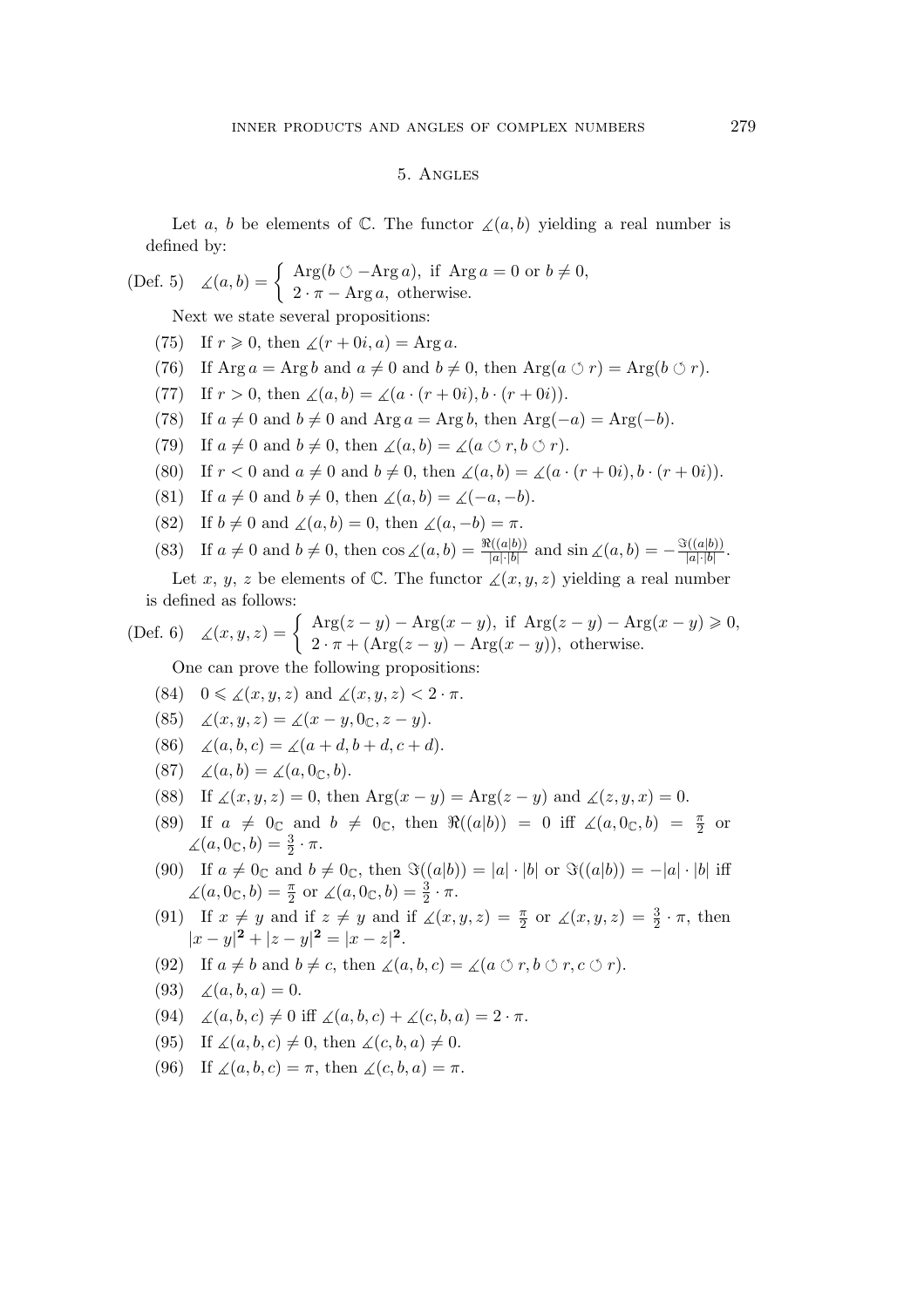## 5. Angles

Let $a$, $b$ be elements of $\mathbb{C}$. The functor $\measuredangle(a, b)$ yielding a real number is defined by:

(Def. 5) $\measuredangle(a, b) = \begin{cases} \operatorname{Arg}(b \circlearrowleft -\operatorname{Arg} a), \text{ if } \operatorname{Arg} a = 0 \text{ or } b \neq 0, \\ 2 \cdot \pi - \operatorname{Arg} a, \text{ otherwise.} \end{cases}$

Next we state several propositions:

(75) If $r \geqslant 0$, then $\measuredangle(r + 0i, a) = \operatorname{Arg} a$.

(76) If $\operatorname{Arg} a = \operatorname{Arg} b$ and $a \neq 0$ and $b \neq 0$, then $\operatorname{Arg}(a \circlearrowleft r) = \operatorname{Arg}(b \circlearrowleft r)$.

(77) If $r > 0$, then $\measuredangle(a, b) = \measuredangle(a \cdot (r + 0i), b \cdot (r + 0i))$.

(78) If $a \neq 0$ and $b \neq 0$ and $\operatorname{Arg} a = \operatorname{Arg} b$, then $\operatorname{Arg}(-a) = \operatorname{Arg}(-b)$.

(79) If $a \neq 0$ and $b \neq 0$, then $\measuredangle(a, b) = \measuredangle(a \circlearrowleft r, b \circlearrowleft r)$.

(80) If $r < 0$ and $a \neq 0$ and $b \neq 0$, then $\measuredangle(a, b) = \measuredangle(a \cdot (r + 0i), b \cdot (r + 0i))$.

(81) If $a \neq 0$ and $b \neq 0$, then $\measuredangle(a, b) = \measuredangle(-a, -b)$.

(82) If $b \neq 0$ and $\measuredangle(a, b) = 0$, then $\measuredangle(a, -b) = \pi$.

(83) If $a \neq 0$ and $b \neq 0$, then $\cos \measuredangle(a, b) = \frac{\Re((a|b))}{|a| \cdot |b|}$ and $\sin \measuredangle(a, b) = -\frac{\Im((a|b))}{|a| \cdot |b|}$.

Let $x$, $y$, $z$ be elements of $\mathbb{C}$. The functor $\measuredangle(x, y, z)$ yielding a real number is defined as follows:

(Def. 6) $\measuredangle(x, y, z) = \begin{cases} \operatorname{Arg}(z - y) - \operatorname{Arg}(x - y), \text{ if } \operatorname{Arg}(z - y) - \operatorname{Arg}(x - y) \geqslant 0, \\ 2 \cdot \pi + (\operatorname{Arg}(z - y) - \operatorname{Arg}(x - y)), \text{ otherwise.} \end{cases}$

One can prove the following propositions:

(84) $0 \leqslant \measuredangle(x, y, z)$ and $\measuredangle(x, y, z) < 2 \cdot \pi$.

(85) $\measuredangle(x, y, z) = \measuredangle(x - y, 0_{\mathbb{C}}, z - y)$.

(86) $\measuredangle(a, b, c) = \measuredangle(a + d, b + d, c + d)$.

(87) $\measuredangle(a, b) = \measuredangle(a, 0_{\mathbb{C}}, b)$.

(88) If $\measuredangle(x, y, z) = 0$, then $\operatorname{Arg}(x - y) = \operatorname{Arg}(z - y)$ and $\measuredangle(z, y, x) = 0$.

(89) If $a \neq 0_{\mathbb{C}}$ and $b \neq 0_{\mathbb{C}}$, then $\Re((a|b)) = 0$ iff $\measuredangle(a, 0_{\mathbb{C}}, b) = \frac{\pi}{2}$ or $\measuredangle(a, 0_{\mathbb{C}}, b) = \frac{3}{2} \cdot \pi$.

(90) If $a \neq 0_{\mathbb{C}}$ and $b \neq 0_{\mathbb{C}}$, then $\Im((a|b)) = |a| \cdot |b|$ or $\Im((a|b)) = -|a| \cdot |b|$ iff $\measuredangle(a, 0_{\mathbb{C}}, b) = \frac{\pi}{2}$ or $\measuredangle(a, 0_{\mathbb{C}}, b) = \frac{3}{2} \cdot \pi$.

(91) If $x \neq y$ and if $z \neq y$ and if $\measuredangle(x, y, z) = \frac{\pi}{2}$ or $\measuredangle(x, y, z) = \frac{3}{2} \cdot \pi$, then $|x - y|^{\mathbf{2}} + |z - y|^{\mathbf{2}} = |x - z|^{\mathbf{2}}$.

(92) If $a \neq b$ and $b \neq c$, then $\measuredangle(a, b, c) = \measuredangle(a \circlearrowleft r, b \circlearrowleft r, c \circlearrowleft r)$.

(93) $\measuredangle(a, b, a) = 0$.

(94) $\measuredangle(a, b, c) \neq 0$ iff $\measuredangle(a, b, c) + \measuredangle(c, b, a) = 2 \cdot \pi$.

(95) If $\measuredangle(a, b, c) \neq 0$, then $\measuredangle(c, b, a) \neq 0$.

(96) If $\measuredangle(a, b, c) = \pi$, then $\measuredangle(c, b, a) = \pi$.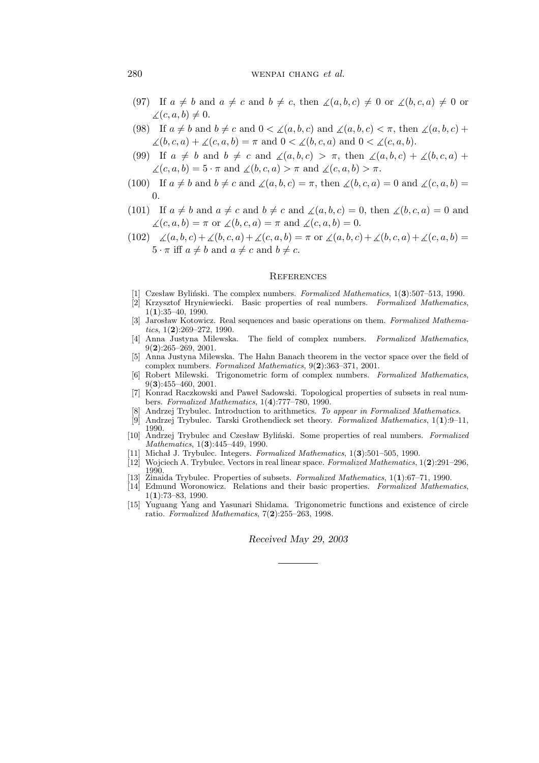(97) If $a \neq b$ and $a \neq c$ and $b \neq c$, then $\measuredangle(a, b, c) \neq 0$ or $\measuredangle(b, c, a) \neq 0$ or $\measuredangle(c, a, b) \neq 0$.

(98) If $a \neq b$ and $b \neq c$ and $0 < \measuredangle(a, b, c)$ and $\measuredangle(a, b, c) < \pi$, then $\measuredangle(a, b, c) + \measuredangle(b, c, a) + \measuredangle(c, a, b) = \pi$ and $0 < \measuredangle(b, c, a)$ and $0 < \measuredangle(c, a, b)$.

(99) If $a \neq b$ and $b \neq c$ and $\measuredangle(a, b, c) > \pi$, then $\measuredangle(a, b, c) + \measuredangle(b, c, a) + \measuredangle(c, a, b) = 5 \cdot \pi$ and $\measuredangle(b, c, a) > \pi$ and $\measuredangle(c, a, b) > \pi$.

(100) If $a \neq b$ and $b \neq c$ and $\measuredangle(a, b, c) = \pi$, then $\measuredangle(b, c, a) = 0$ and $\measuredangle(c, a, b) = 0$.

(101) If $a \neq b$ and $a \neq c$ and $b \neq c$ and $\measuredangle(a, b, c) = 0$, then $\measuredangle(b, c, a) = 0$ and $\measuredangle(c, a, b) = \pi$ or $\measuredangle(b, c, a) = \pi$ and $\measuredangle(c, a, b) = 0$.

(102) $\measuredangle(a, b, c) + \measuredangle(b, c, a) + \measuredangle(c, a, b) = \pi$ or $\measuredangle(a, b, c) + \measuredangle(b, c, a) + \measuredangle(c, a, b) = 5 \cdot \pi$ iff $a \neq b$ and $a \neq c$ and $b \neq c$.

## References

[1] Czesław Byliński. The complex numbers. *Formalized Mathematics*, 1(**3**):507–513, 1990.

[2] Krzysztof Hryniewiecki. Basic properties of real numbers. *Formalized Mathematics*, 1(**1**):35–40, 1990.

[3] Jarosław Kotowicz. Real sequences and basic operations on them. *Formalized Mathematics*, 1(**2**):269–272, 1990.

[4] Anna Justyna Milewska. The field of complex numbers. *Formalized Mathematics*, 9(**2**):265–269, 2001.

[5] Anna Justyna Milewska. The Hahn Banach theorem in the vector space over the field of complex numbers. *Formalized Mathematics*, 9(**2**):363–371, 2001.

[6] Robert Milewski. Trigonometric form of complex numbers. *Formalized Mathematics*, 9(**3**):455–460, 2001.

[7] Konrad Raczkowski and Paweł Sadowski. Topological properties of subsets in real numbers. *Formalized Mathematics*, 1(**4**):777–780, 1990.

[8] Andrzej Trybulec. Introduction to arithmetics. *To appear in Formalized Mathematics*.

[9] Andrzej Trybulec. Tarski Grothendieck set theory. *Formalized Mathematics*, 1(**1**):9–11, 1990.

[10] Andrzej Trybulec and Czesław Byliński. Some properties of real numbers. *Formalized Mathematics*, 1(**3**):445–449, 1990.

[11] Michał J. Trybulec. Integers. *Formalized Mathematics*, 1(**3**):501–505, 1990.

[12] Wojciech A. Trybulec. Vectors in real linear space. *Formalized Mathematics*, 1(**2**):291–296, 1990.

[13] Zinaida Trybulec. Properties of subsets. *Formalized Mathematics*, 1(**1**):67–71, 1990.

[14] Edmund Woronowicz. Relations and their basic properties. *Formalized Mathematics*, 1(**1**):73–83, 1990.

[15] Yuguang Yang and Yasunari Shidama. Trigonometric functions and existence of circle ratio. *Formalized Mathematics*, 7(**2**):255–263, 1998.

*Received May 29, 2003*